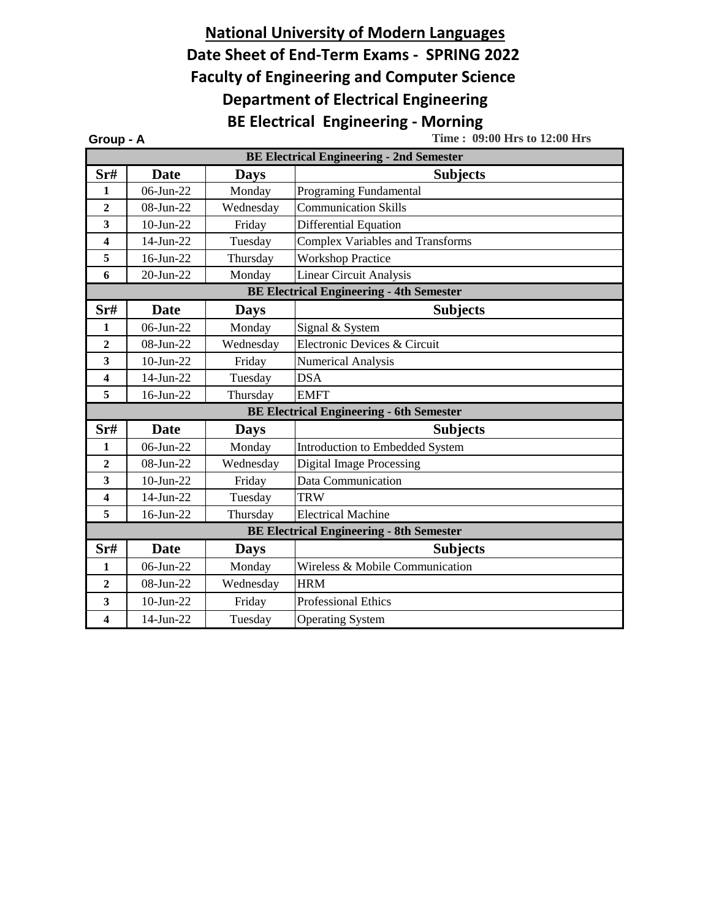# National University of Modern Languages

## Date Sheet of End-Term Exams - SPRING 2022

## Faculty of Engineering and Computer Science

## Department of Electrical Engineering

## BE Electrical Engineering - Morning

**Group - A** **Time : 09:00 Hrs to 12:00 Hrs**

| BE Electrical Engineering - 2nd Semester | | | |
|---|---|---|---|
| **Sr#** | **Date** | **Days** | **Subjects** |
| 1 | 06-Jun-22 | Monday | Programing Fundamental |
| 2 | 08-Jun-22 | Wednesday | Communication Skills |
| 3 | 10-Jun-22 | Friday | Differential Equation |
| 4 | 14-Jun-22 | Tuesday | Complex Variables and Transforms |
| 5 | 16-Jun-22 | Thursday | Workshop Practice |
| 6 | 20-Jun-22 | Monday | Linear Circuit Analysis |
| **BE Electrical Engineering - 4th Semester** | | | |
| **Sr#** | **Date** | **Days** | **Subjects** |
| 1 | 06-Jun-22 | Monday | Signal & System |
| 2 | 08-Jun-22 | Wednesday | Electronic Devices & Circuit |
| 3 | 10-Jun-22 | Friday | Numerical Analysis |
| 4 | 14-Jun-22 | Tuesday | DSA |
| 5 | 16-Jun-22 | Thursday | EMFT |
| **BE Electrical Engineering - 6th Semester** | | | |
| **Sr#** | **Date** | **Days** | **Subjects** |
| 1 | 06-Jun-22 | Monday | Introduction to Embedded System |
| 2 | 08-Jun-22 | Wednesday | Digital Image Processing |
| 3 | 10-Jun-22 | Friday | Data Communication |
| 4 | 14-Jun-22 | Tuesday | TRW |
| 5 | 16-Jun-22 | Thursday | Electrical Machine |
| **BE Electrical Engineering - 8th Semester** | | | |
| **Sr#** | **Date** | **Days** | **Subjects** |
| 1 | 06-Jun-22 | Monday | Wireless & Mobile Communication |
| 2 | 08-Jun-22 | Wednesday | HRM |
| 3 | 10-Jun-22 | Friday | Professional Ethics |
| 4 | 14-Jun-22 | Tuesday | Operating System |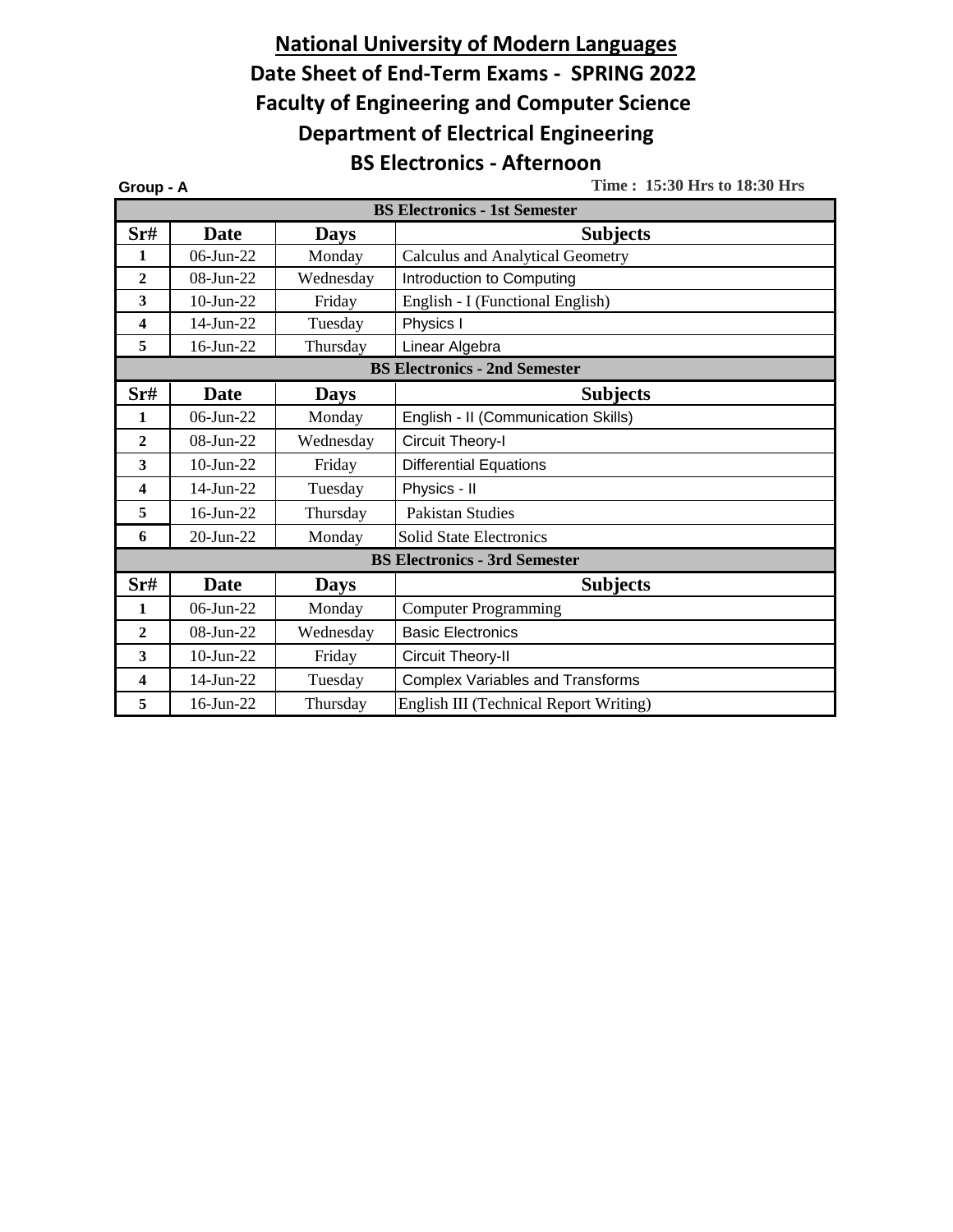# National University of Modern Languages

## Date Sheet of End-Term Exams - SPRING 2022

## Faculty of Engineering and Computer Science

## Department of Electrical Engineering

## BS Electronics - Afternoon

**Group - A**

**Time : 15:30 Hrs to 18:30 Hrs**

| BS Electronics - 1st Semester | | | |
|---|---|---|---|
| **Sr#** | **Date** | **Days** | **Subjects** |
| 1 | 06-Jun-22 | Monday | Calculus and Analytical Geometry |
| 2 | 08-Jun-22 | Wednesday | Introduction to Computing |
| 3 | 10-Jun-22 | Friday | English - I (Functional English) |
| 4 | 14-Jun-22 | Tuesday | Physics I |
| 5 | 16-Jun-22 | Thursday | Linear Algebra |
| **BS Electronics - 2nd Semester** | | | |
| **Sr#** | **Date** | **Days** | **Subjects** |
| 1 | 06-Jun-22 | Monday | English - II (Communication Skills) |
| 2 | 08-Jun-22 | Wednesday | Circuit Theory-I |
| 3 | 10-Jun-22 | Friday | Differential Equations |
| 4 | 14-Jun-22 | Tuesday | Physics - II |
| 5 | 16-Jun-22 | Thursday | Pakistan Studies |
| 6 | 20-Jun-22 | Monday | Solid State Electronics |
| **BS Electronics - 3rd Semester** | | | |
| **Sr#** | **Date** | **Days** | **Subjects** |
| 1 | 06-Jun-22 | Monday | Computer Programming |
| 2 | 08-Jun-22 | Wednesday | Basic Electronics |
| 3 | 10-Jun-22 | Friday | Circuit Theory-II |
| 4 | 14-Jun-22 | Tuesday | Complex Variables and Transforms |
| 5 | 16-Jun-22 | Thursday | English III (Technical Report Writing) |